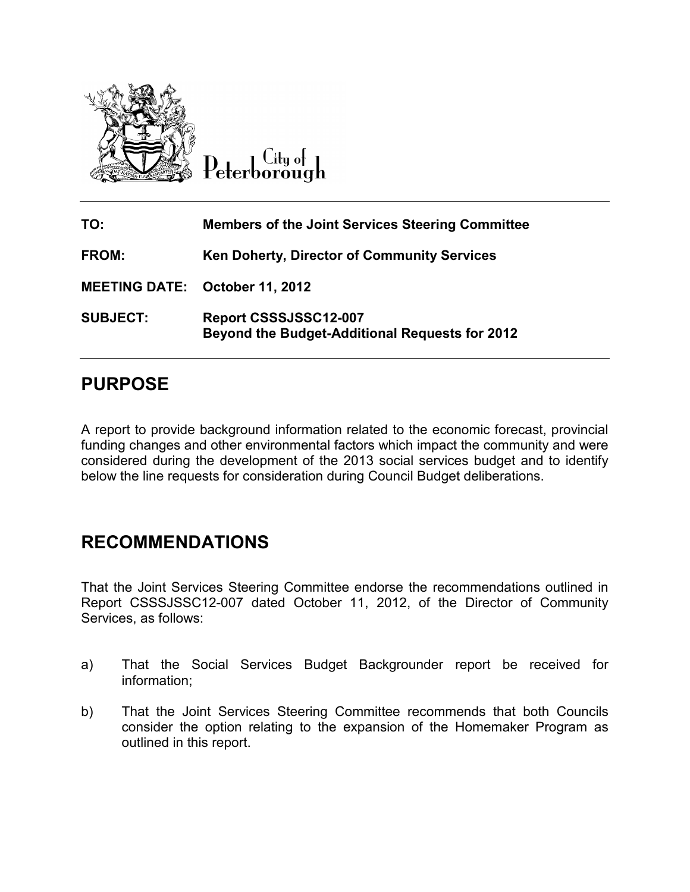City of Peterborough

| | |
|---|---|
| **TO:** | **Members of the Joint Services Steering Committee** |
| **FROM:** | **Ken Doherty, Director of Community Services** |
| **MEETING DATE:** | **October 11, 2012** |
| **SUBJECT:** | **Report CSSSJSSC12-007**<br>**Beyond the Budget-Additional Requests for 2012** |

## PURPOSE

A report to provide background information related to the economic forecast, provincial funding changes and other environmental factors which impact the community and were considered during the development of the 2013 social services budget and to identify below the line requests for consideration during Council Budget deliberations.

## RECOMMENDATIONS

That the Joint Services Steering Committee endorse the recommendations outlined in Report CSSSJSSC12-007 dated October 11, 2012, of the Director of Community Services, as follows:

a) That the Social Services Budget Backgrounder report be received for information;

b) That the Joint Services Steering Committee recommends that both Councils consider the option relating to the expansion of the Homemaker Program as outlined in this report.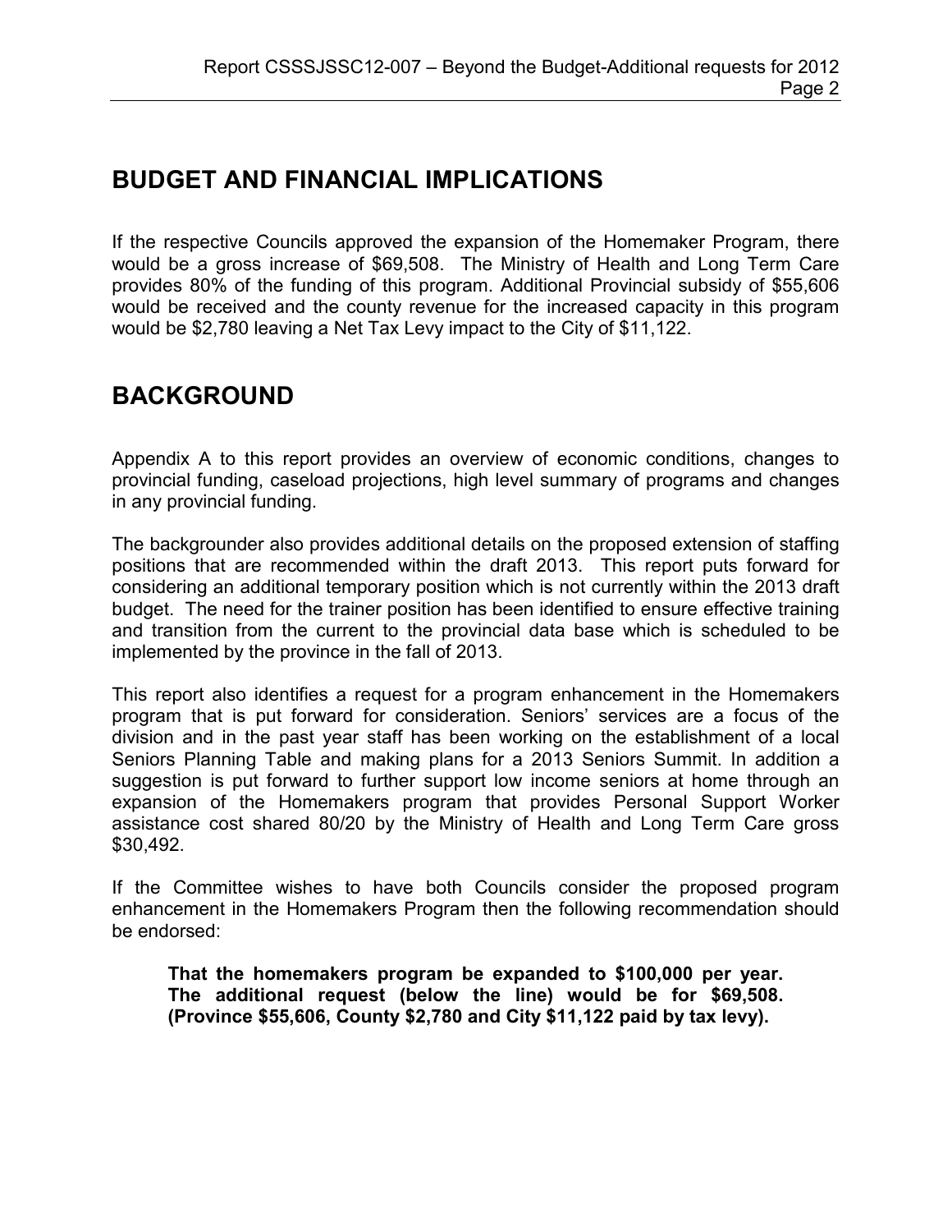## BUDGET AND FINANCIAL IMPLICATIONS

If the respective Councils approved the expansion of the Homemaker Program, there would be a gross increase of $69,508. The Ministry of Health and Long Term Care provides 80% of the funding of this program. Additional Provincial subsidy of $55,606 would be received and the county revenue for the increased capacity in this program would be $2,780 leaving a Net Tax Levy impact to the City of $11,122.

## BACKGROUND

Appendix A to this report provides an overview of economic conditions, changes to provincial funding, caseload projections, high level summary of programs and changes in any provincial funding.

The backgrounder also provides additional details on the proposed extension of staffing positions that are recommended within the draft 2013. This report puts forward for considering an additional temporary position which is not currently within the 2013 draft budget. The need for the trainer position has been identified to ensure effective training and transition from the current to the provincial data base which is scheduled to be implemented by the province in the fall of 2013.

This report also identifies a request for a program enhancement in the Homemakers program that is put forward for consideration. Seniors' services are a focus of the division and in the past year staff has been working on the establishment of a local Seniors Planning Table and making plans for a 2013 Seniors Summit. In addition a suggestion is put forward to further support low income seniors at home through an expansion of the Homemakers program that provides Personal Support Worker assistance cost shared 80/20 by the Ministry of Health and Long Term Care gross $30,492.

If the Committee wishes to have both Councils consider the proposed program enhancement in the Homemakers Program then the following recommendation should be endorsed:

> **That the homemakers program be expanded to $100,000 per year. The additional request (below the line) would be for $69,508. (Province $55,606, County $2,780 and City $11,122 paid by tax levy).**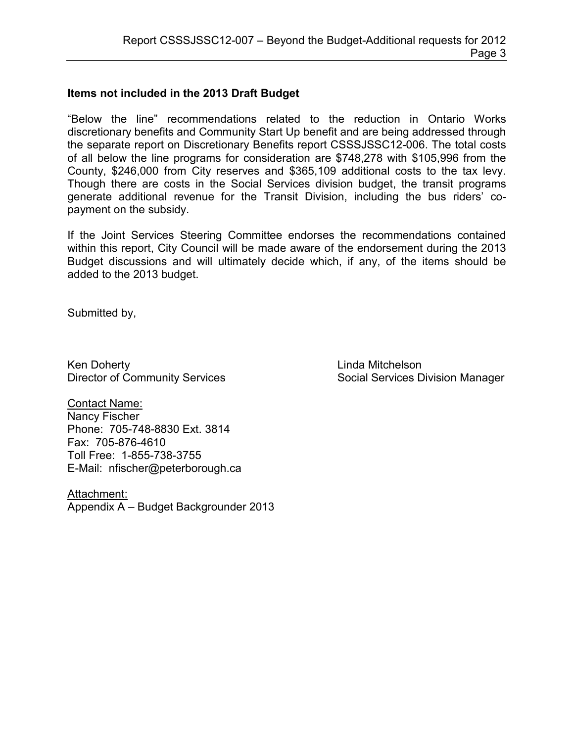**Items not included in the 2013 Draft Budget**

"Below the line" recommendations related to the reduction in Ontario Works discretionary benefits and Community Start Up benefit and are being addressed through the separate report on Discretionary Benefits report CSSSJSSC12-006. The total costs of all below the line programs for consideration are $748,278 with $105,996 from the County, $246,000 from City reserves and $365,109 additional costs to the tax levy. Though there are costs in the Social Services division budget, the transit programs generate additional revenue for the Transit Division, including the bus riders' co-payment on the subsidy.

If the Joint Services Steering Committee endorses the recommendations contained within this report, City Council will be made aware of the endorsement during the 2013 Budget discussions and will ultimately decide which, if any, of the items should be added to the 2013 budget.

Submitted by,

Ken Doherty
Director of Community Services

Linda Mitchelson
Social Services Division Manager

Contact Name:
Nancy Fischer
Phone: 705-748-8830 Ext. 3814
Fax: 705-876-4610
Toll Free: 1-855-738-3755
E-Mail: nfischer@peterborough.ca

Attachment:
Appendix A – Budget Backgrounder 2013